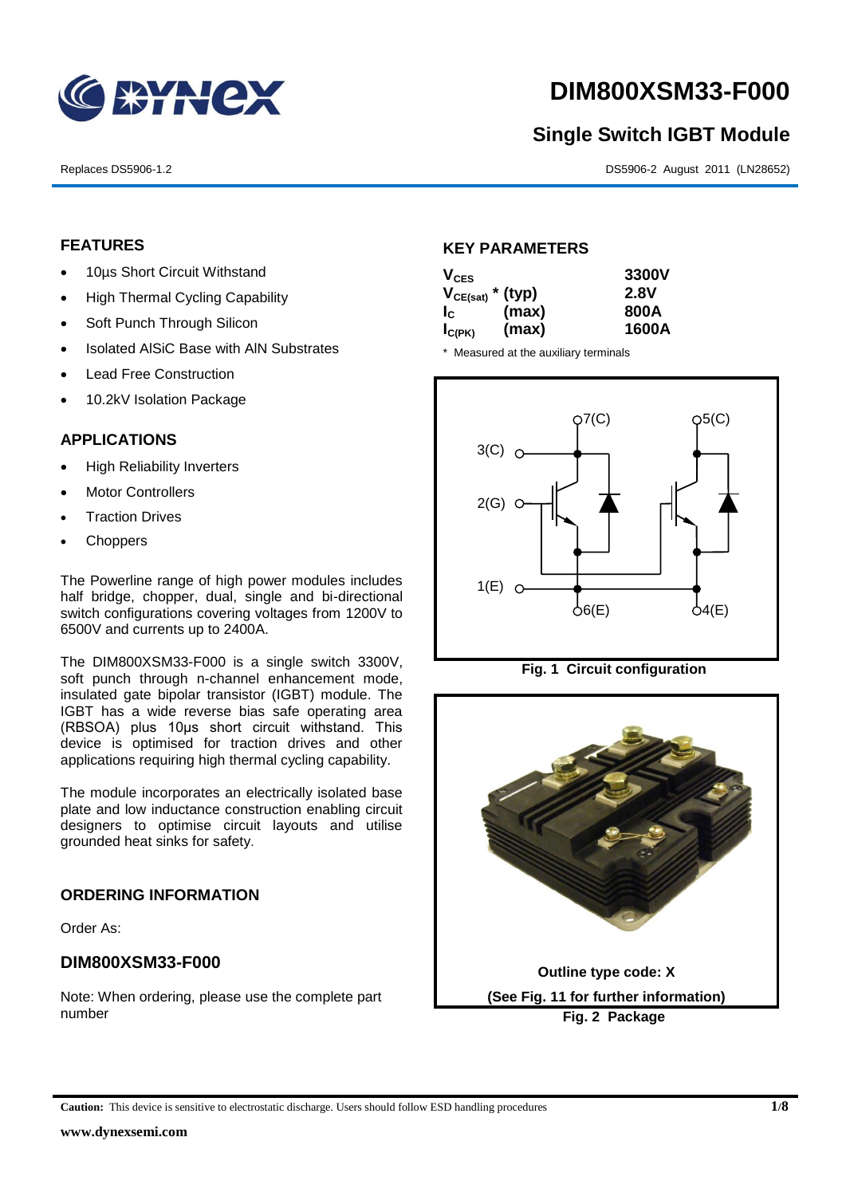# DIM800XSM33-F000

## Single Switch IGBT Module

Replaces DS5906-1.2

DS5906-2 August 2011 (LN28652)

## FEATURES

- 10µs Short Circuit Withstand
- High Thermal Cycling Capability
- Soft Punch Through Silicon
- Isolated AlSiC Base with AlN Substrates
- Lead Free Construction
- 10.2kV Isolation Package

## APPLICATIONS

- High Reliability Inverters
- Motor Controllers
- Traction Drives
- Choppers

The Powerline range of high power modules includes half bridge, chopper, dual, single and bi-directional switch configurations covering voltages from 1200V to 6500V and currents up to 2400A.

The DIM800XSM33-F000 is a single switch 3300V, soft punch through n-channel enhancement mode, insulated gate bipolar transistor (IGBT) module. The IGBT has a wide reverse bias safe operating area (RBSOA) plus 10µs short circuit withstand. This device is optimised for traction drives and other applications requiring high thermal cycling capability.

The module incorporates an electrically isolated base plate and low inductance construction enabling circuit designers to optimise circuit layouts and utilise grounded heat sinks for safety.

## ORDERING INFORMATION

Order As:

### DIM800XSM33-F000

Note: When ordering, please use the complete part number

## KEY PARAMETERS

| | | |
|---|---|---|
| $V_{CES}$ | | 3300V |
| $V_{CE(sat)}$ * | (typ) | 2.8V |
| $I_C$ | (max) | 800A |
| $I_{C(PK)}$ | (max) | 1600A |

\* Measured at the auxiliary terminals

Fig. 1 Circuit configuration

Outline type code: X

(See Fig. 11 for further information)

Fig. 2 Package

**Caution:** This device is sensitive to electrostatic discharge. Users should follow ESD handling procedures

www.dynexsemi.com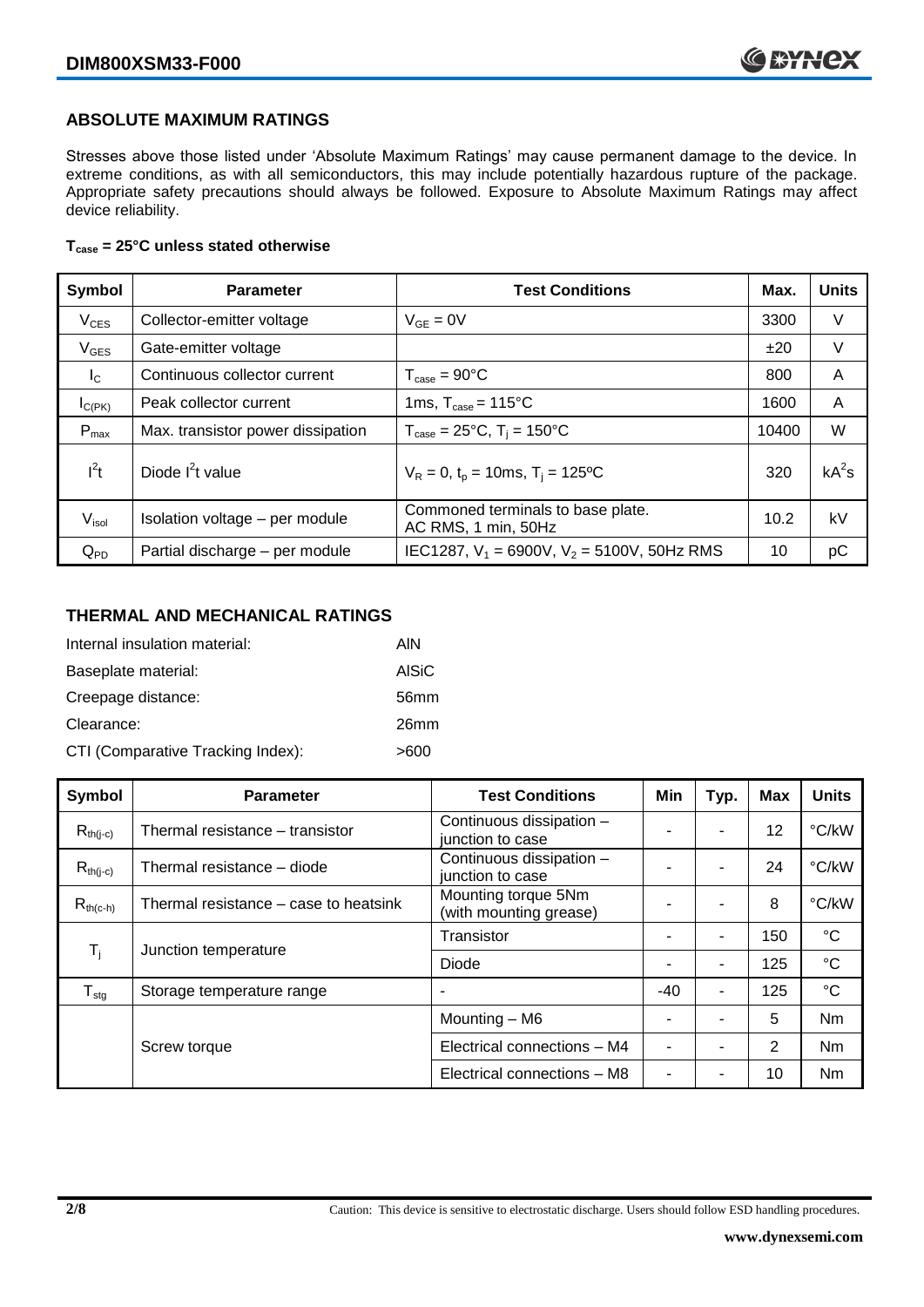## ABSOLUTE MAXIMUM RATINGS

Stresses above those listed under 'Absolute Maximum Ratings' may cause permanent damage to the device. In extreme conditions, as with all semiconductors, this may include potentially hazardous rupture of the package. Appropriate safety precautions should always be followed. Exposure to Absolute Maximum Ratings may affect device reliability.

**$T_{case}$ = 25°C unless stated otherwise**

| Symbol | Parameter | Test Conditions | Max. | Units |
|---|---|---|---|---|
| $V_{CES}$ | Collector-emitter voltage | $V_{GE}$ = 0V | 3300 | V |
| $V_{GES}$ | Gate-emitter voltage | | ±20 | V |
| $I_C$ | Continuous collector current | $T_{case}$ = 90°C | 800 | A |
| $I_{C(PK)}$ | Peak collector current | 1ms, $T_{case}$ = 115°C | 1600 | A |
| $P_{max}$ | Max. transistor power dissipation | $T_{case}$ = 25°C, $T_j$ = 150°C | 10400 | W |
| $I^2t$ | Diode $I^2t$ value | $V_R$ = 0, $t_p$ = 10ms, $T_j$ = 125ºC | 320 | $kA^2s$ |
| $V_{isol}$ | Isolation voltage – per module | Commoned terminals to base plate. AC RMS, 1 min, 50Hz | 10.2 | kV |
| $Q_{PD}$ | Partial discharge – per module | IEC1287, $V_1$ = 6900V, $V_2$ = 5100V, 50Hz RMS | 10 | pC |

## THERMAL AND MECHANICAL RATINGS

Internal insulation material: AlN

Baseplate material: AlSiC

Creepage distance: 56mm

Clearance: 26mm

CTI (Comparative Tracking Index): >600

| Symbol | Parameter | Test Conditions | Min | Typ. | Max | Units |
|---|---|---|---|---|---|---|
| $R_{th(j-c)}$ | Thermal resistance – transistor | Continuous dissipation – junction to case | - | - | 12 | °C/kW |
| $R_{th(j-c)}$ | Thermal resistance – diode | Continuous dissipation – junction to case | - | - | 24 | °C/kW |
| $R_{th(c-h)}$ | Thermal resistance – case to heatsink | Mounting torque 5Nm (with mounting grease) | - | - | 8 | °C/kW |
| $T_j$ | Junction temperature | Transistor | - | - | 150 | °C |
| | | Diode | - | - | 125 | °C |
| $T_{stg}$ | Storage temperature range | - | -40 | - | 125 | °C |
| | Screw torque | Mounting – M6 | - | - | 5 | Nm |
| | | Electrical connections – M4 | - | - | 2 | Nm |
| | | Electrical connections – M8 | - | - | 10 | Nm |

Caution: This device is sensitive to electrostatic discharge. Users should follow ESD handling procedures.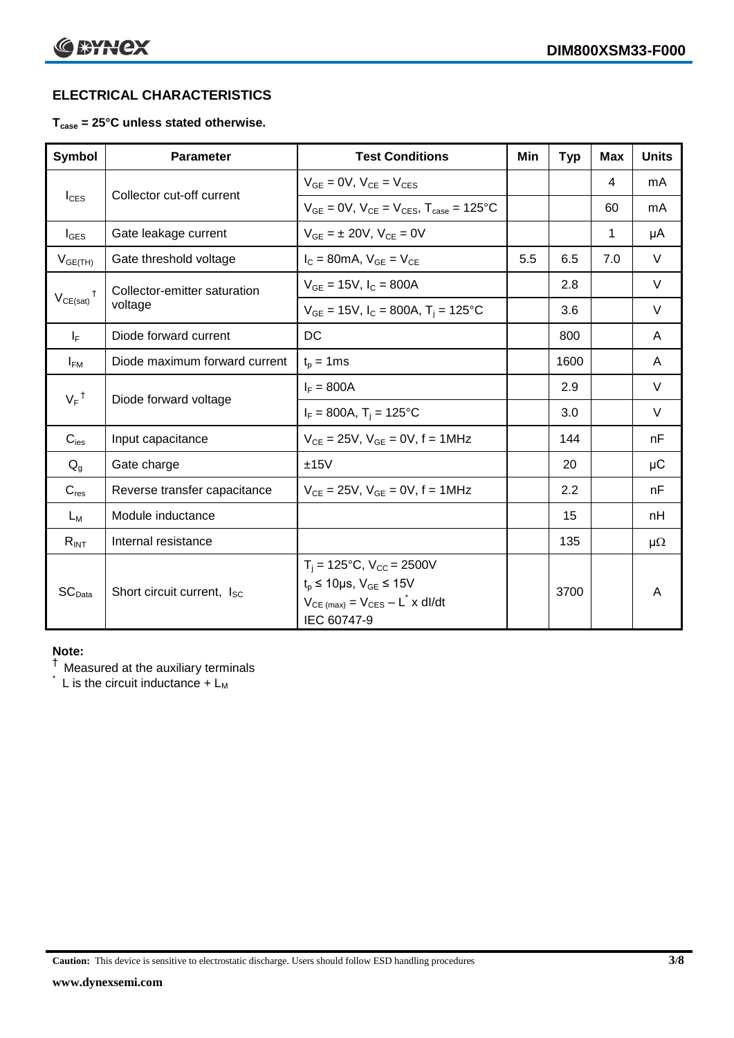## ELECTRICAL CHARACTERISTICS

**$T_{case}$ = 25°C unless stated otherwise.**

| Symbol | Parameter | Test Conditions | Min | Typ | Max | Units |
|---|---|---|---|---|---|---|
| $I_{CES}$ | Collector cut-off current | $V_{GE}$ = 0V, $V_{CE}$ = $V_{CES}$ | | | 4 | mA |
| | | $V_{GE}$ = 0V, $V_{CE}$ = $V_{CES}$, $T_{case}$ = 125°C | | | 60 | mA |
| $I_{GES}$ | Gate leakage current | $V_{GE}$ = ± 20V, $V_{CE}$ = 0V | | | 1 | μA |
| $V_{GE(TH)}$ | Gate threshold voltage | $I_C$ = 80mA, $V_{GE}$ = $V_{CE}$ | 5.5 | 6.5 | 7.0 | V |
| $V_{CE(sat)}$ † | Collector-emitter saturation voltage | $V_{GE}$ = 15V, $I_C$ = 800A | | 2.8 | | V |
| | | $V_{GE}$ = 15V, $I_C$ = 800A, $T_j$ = 125°C | | 3.6 | | V |
| $I_F$ | Diode forward current | DC | | 800 | | A |
| $I_{FM}$ | Diode maximum forward current | $t_p$ = 1ms | | 1600 | | A |
| $V_F$ † | Diode forward voltage | $I_F$ = 800A | | 2.9 | | V |
| | | $I_F$ = 800A, $T_j$ = 125°C | | 3.0 | | V |
| $C_{ies}$ | Input capacitance | $V_{CE}$ = 25V, $V_{GE}$ = 0V, f = 1MHz | | 144 | | nF |
| $Q_g$ | Gate charge | ±15V | | 20 | | μC |
| $C_{res}$ | Reverse transfer capacitance | $V_{CE}$ = 25V, $V_{GE}$ = 0V, f = 1MHz | | 2.2 | | nF |
| $L_M$ | Module inductance | | | 15 | | nH |
| $R_{INT}$ | Internal resistance | | | 135 | | μΩ |
| $SC_{Data}$ | Short circuit current, $I_{SC}$ | $T_j$ = 125°C, $V_{CC}$ = 2500V<br>$t_p$ ≤ 10μs, $V_{GE}$ ≤ 15V<br>$V_{CE\,(max)}$ = $V_{CES}$ – $L^*$ x dI/dt<br>IEC 60747-9 | | 3700 | | A |

**Note:**

† Measured at the auxiliary terminals

\* L is the circuit inductance + $L_M$

**Caution:** This device is sensitive to electrostatic discharge. Users should follow ESD handling procedures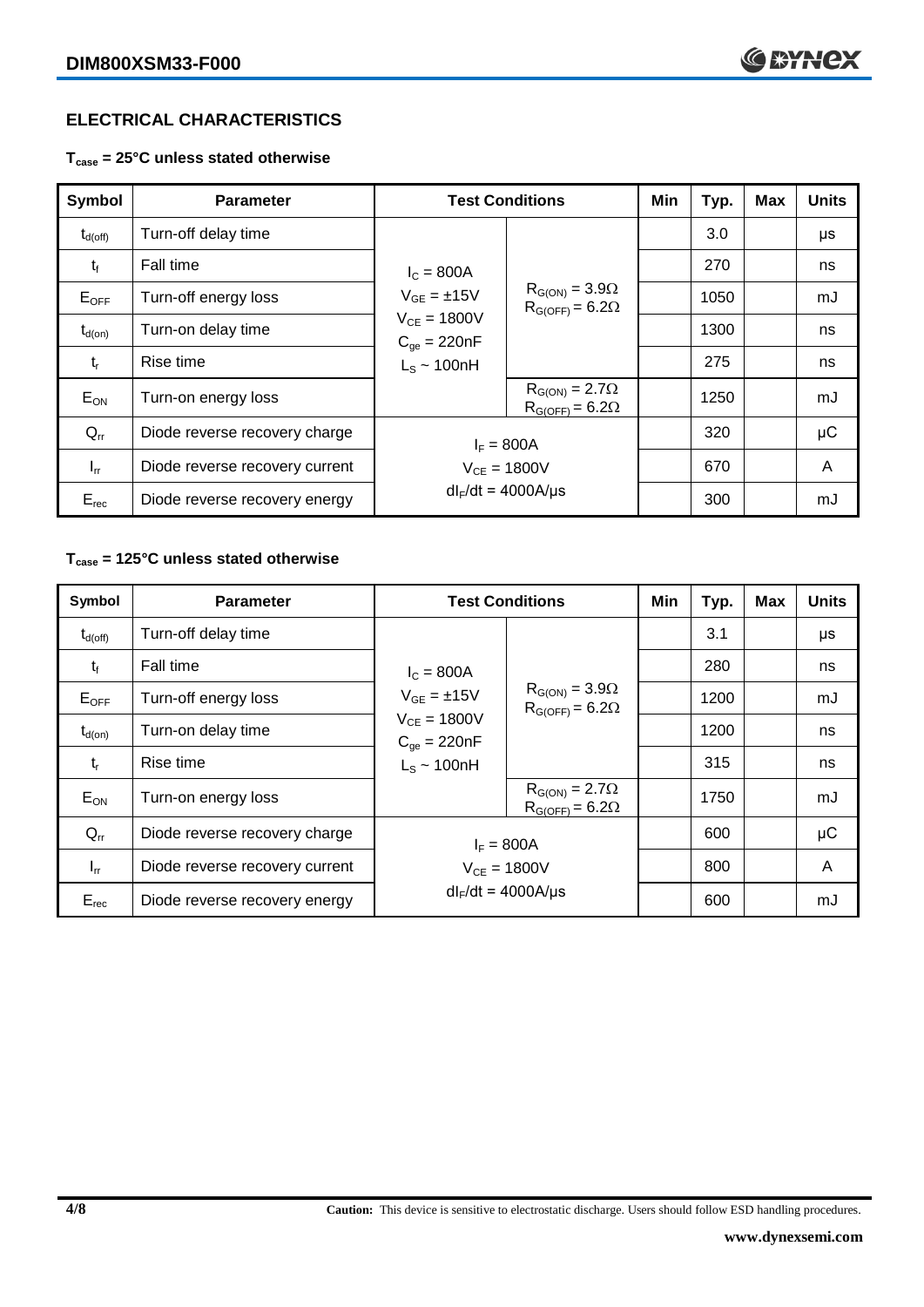## ELECTRICAL CHARACTERISTICS

**$T_{case}$ = 25°C unless stated otherwise**

| Symbol | Parameter | Test Conditions | | Min | Typ. | Max | Units |
|---|---|---|---|---|---|---|---|
| $t_{d(off)}$ | Turn-off delay time | $I_C$ = 800A<br>$V_{GE}$ = ±15V<br>$V_{CE}$ = 1800V<br>$C_{ge}$ = 220nF<br>$L_S$ ~ 100nH | $R_{G(ON)}$ = 3.9Ω<br>$R_{G(OFF)}$ = 6.2Ω | | 3.0 | | μs |
| $t_f$ | Fall time | | | | 270 | | ns |
| $E_{OFF}$ | Turn-off energy loss | | | | 1050 | | mJ |
| $t_{d(on)}$ | Turn-on delay time | | | | 1300 | | ns |
| $t_r$ | Rise time | | | | 275 | | ns |
| $E_{ON}$ | Turn-on energy loss | | $R_{G(ON)}$ = 2.7Ω<br>$R_{G(OFF)}$ = 6.2Ω | | 1250 | | mJ |
| $Q_{rr}$ | Diode reverse recovery charge | $I_F$ = 800A<br>$V_{CE}$ = 1800V<br>$dI_F/dt$ = 4000A/μs | | | 320 | | μC |
| $I_{rr}$ | Diode reverse recovery current | | | | 670 | | A |
| $E_{rec}$ | Diode reverse recovery energy | | | | 300 | | mJ |

**$T_{case}$ = 125°C unless stated otherwise**

| Symbol | Parameter | Test Conditions | | Min | Typ. | Max | Units |
|---|---|---|---|---|---|---|---|
| $t_{d(off)}$ | Turn-off delay time | $I_C$ = 800A<br>$V_{GE}$ = ±15V<br>$V_{CE}$ = 1800V<br>$C_{ge}$ = 220nF<br>$L_S$ ~ 100nH | $R_{G(ON)}$ = 3.9Ω<br>$R_{G(OFF)}$ = 6.2Ω | | 3.1 | | μs |
| $t_f$ | Fall time | | | | 280 | | ns |
| $E_{OFF}$ | Turn-off energy loss | | | | 1200 | | mJ |
| $t_{d(on)}$ | Turn-on delay time | | | | 1200 | | ns |
| $t_r$ | Rise time | | | | 315 | | ns |
| $E_{ON}$ | Turn-on energy loss | | $R_{G(ON)}$ = 2.7Ω<br>$R_{G(OFF)}$ = 6.2Ω | | 1750 | | mJ |
| $Q_{rr}$ | Diode reverse recovery charge | $I_F$ = 800A<br>$V_{CE}$ = 1800V<br>$dI_F/dt$ = 4000A/μs | | | 600 | | μC |
| $I_{rr}$ | Diode reverse recovery current | | | | 800 | | A |
| $E_{rec}$ | Diode reverse recovery energy | | | | 600 | | mJ |

**Caution:** This device is sensitive to electrostatic discharge. Users should follow ESD handling procedures.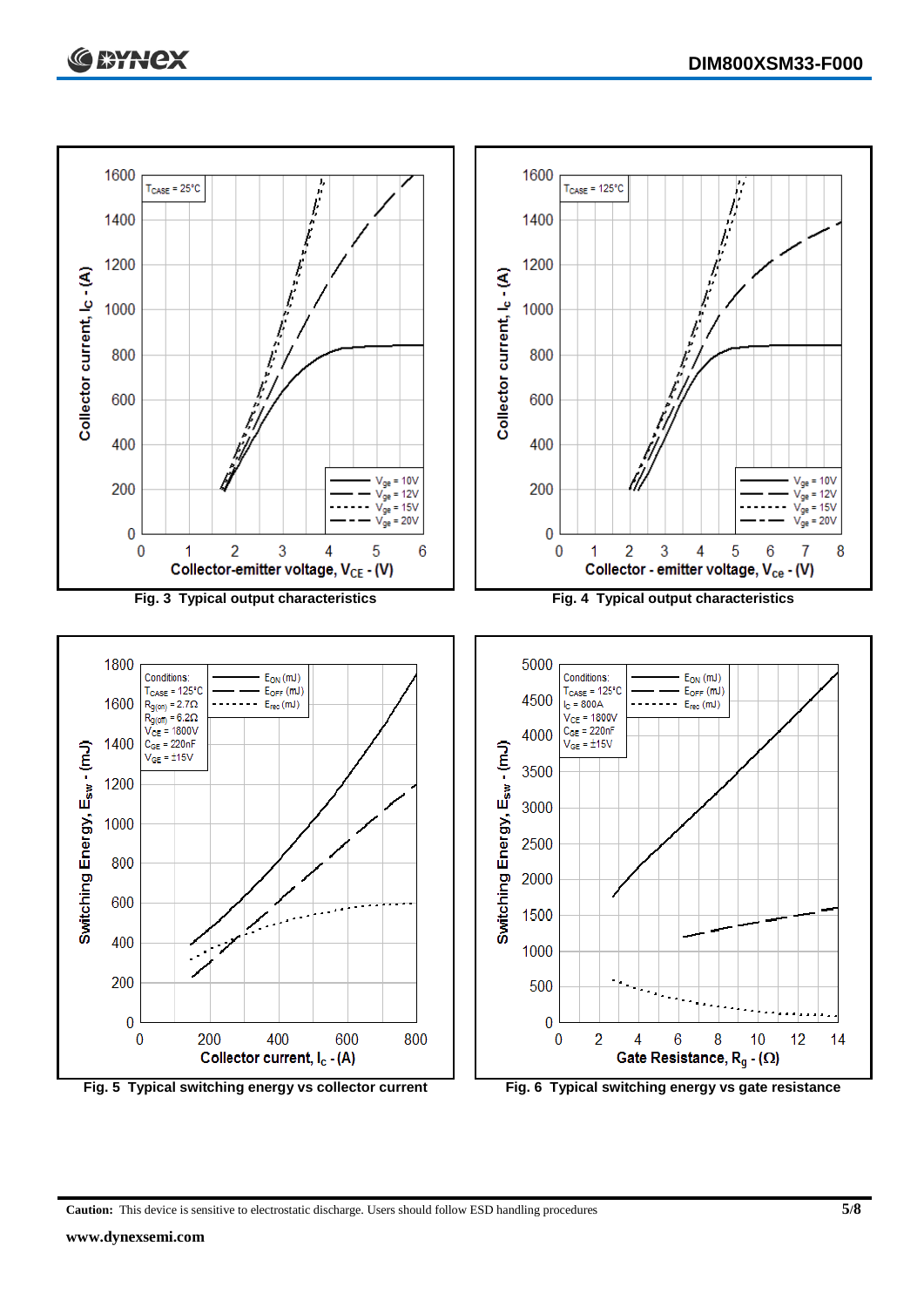Fig. 3 Typical output characteristics

Fig. 4 Typical output characteristics

Fig. 5 Typical switching energy vs collector current

Fig. 6 Typical switching energy vs gate resistance

**Caution:** This device is sensitive to electrostatic discharge. Users should follow ESD handling procedures

**www.dynexsemi.com**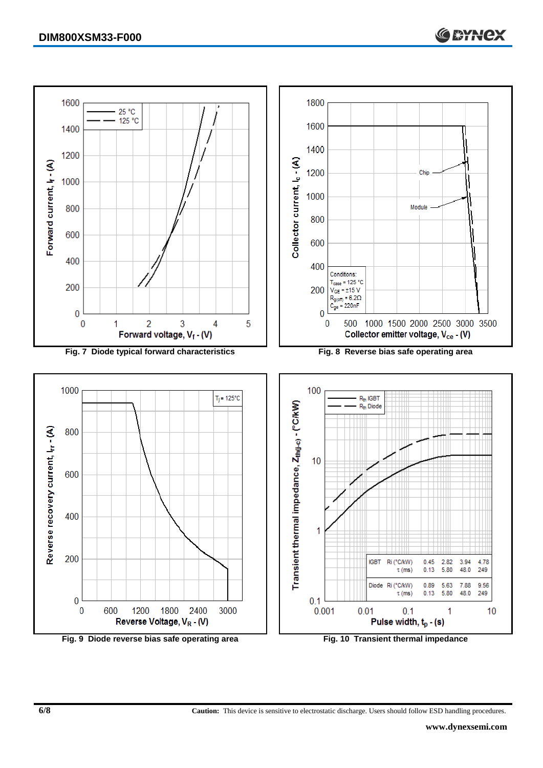Fig. 7 Diode typical forward characteristics

Fig. 8 Reverse bias safe operating area

Fig. 9 Diode reverse bias safe operating area

Fig. 10 Transient thermal impedance

| | | | | | |
|---|---|---|---|---|---|
| IGBT | Ri (°C/kW) | 0.45 | 2.82 | 3.94 | 4.78 |
| | τ (ms) | 0.13 | 5.80 | 48.0 | 249 |
| Diode | Ri (°C/kW) | 0.89 | 5.63 | 7.88 | 9.56 |
| | τ (ms) | 0.13 | 5.80 | 48.0 | 249 |

**Caution:** This device is sensitive to electrostatic discharge. Users should follow ESD handling procedures.

www.dynexsemi.com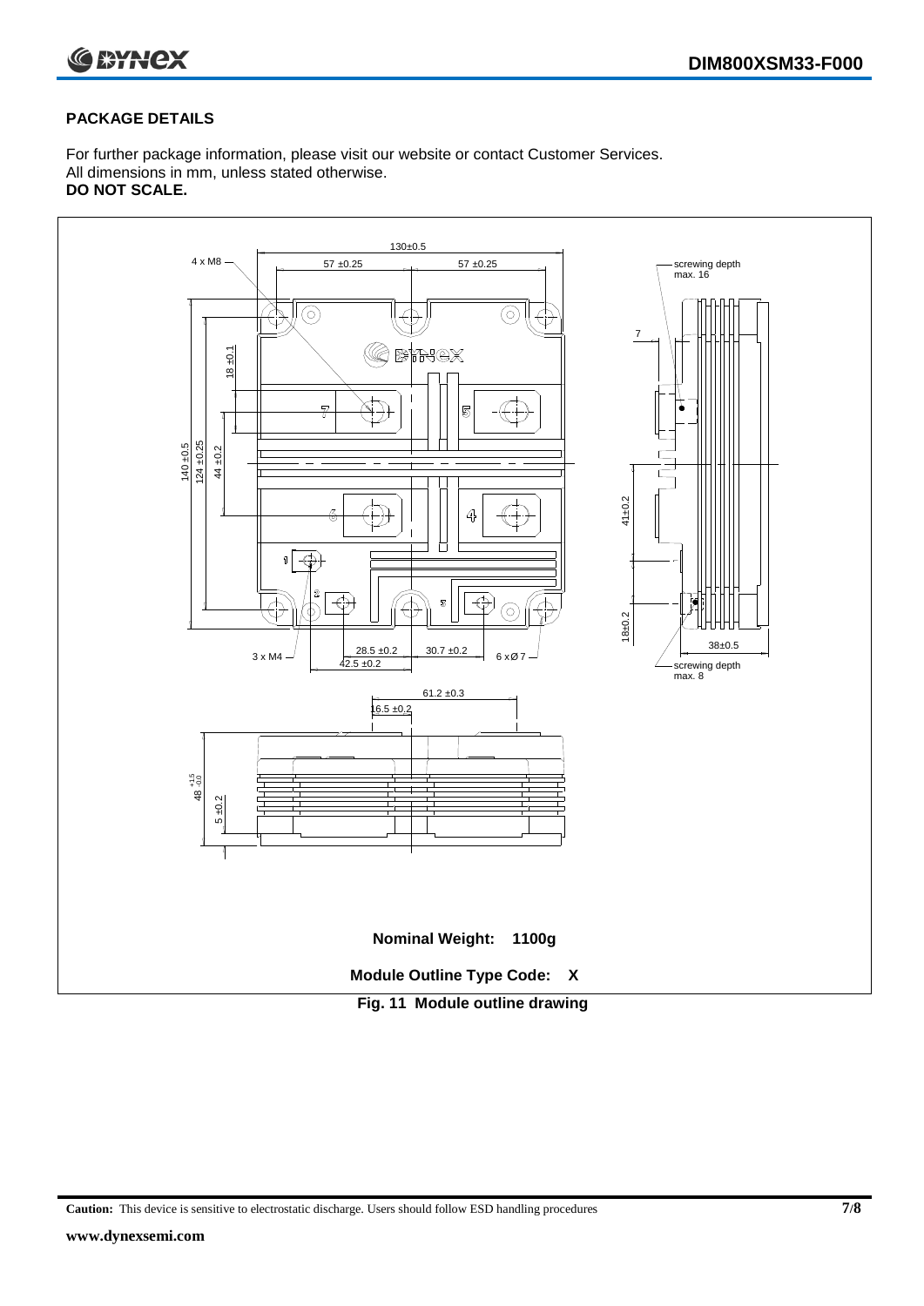## PACKAGE DETAILS

For further package information, please visit our website or contact Customer Services.
All dimensions in mm, unless stated otherwise.
**DO NOT SCALE.**

130±0.5

4 x M8

57 ±0.25 57 ±0.25

screwing depth max. 16

7

140 ±0.5 124 ±0.25 18 ±0.1 44 ±0.2

41±0.2

18±0.2

38±0.5

3 x M4

28.5 ±0.2 30.7 ±0.2

42.5 ±0.2

6 x Ø7

screwing depth max. 8

61.2 ±0.3

16.5 ±0.2

48 $^{+1.5}_{-0.0}$

5 ±0.2

**Nominal Weight: 1100g**

**Module Outline Type Code: X**

**Fig. 11 Module outline drawing**

**Caution:** This device is sensitive to electrostatic discharge. Users should follow ESD handling procedures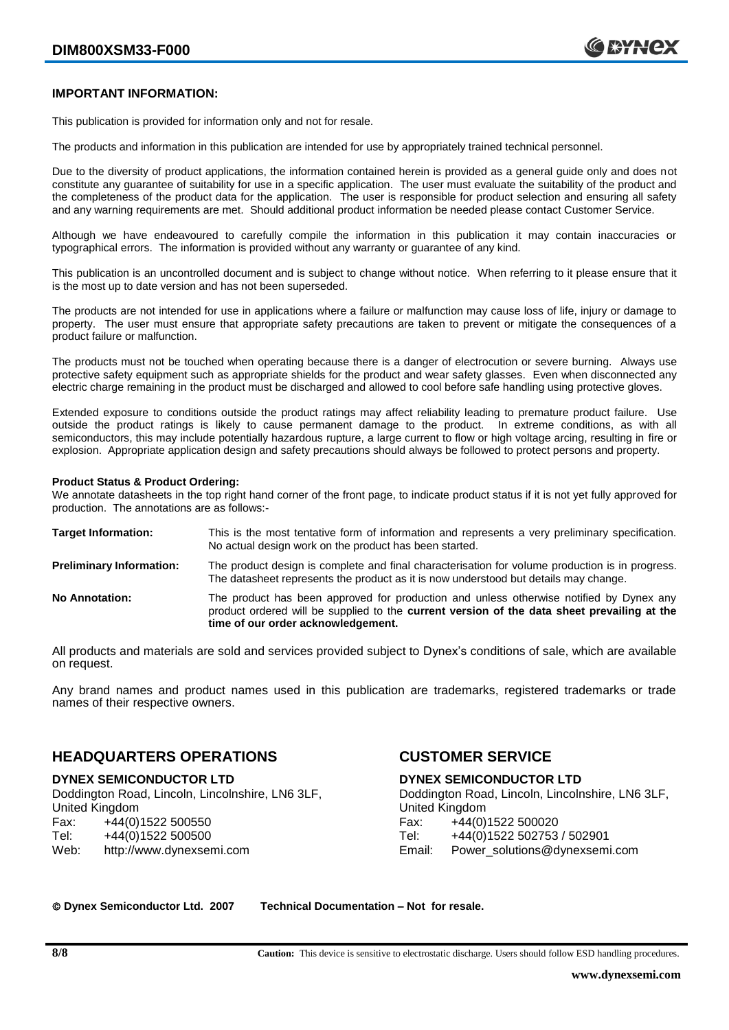**IMPORTANT INFORMATION:**

This publication is provided for information only and not for resale.

The products and information in this publication are intended for use by appropriately trained technical personnel.

Due to the diversity of product applications, the information contained herein is provided as a general guide only and does not constitute any guarantee of suitability for use in a specific application. The user must evaluate the suitability of the product and the completeness of the product data for the application. The user is responsible for product selection and ensuring all safety and any warning requirements are met. Should additional product information be needed please contact Customer Service.

Although we have endeavoured to carefully compile the information in this publication it may contain inaccuracies or typographical errors. The information is provided without any warranty or guarantee of any kind.

This publication is an uncontrolled document and is subject to change without notice. When referring to it please ensure that it is the most up to date version and has not been superseded.

The products are not intended for use in applications where a failure or malfunction may cause loss of life, injury or damage to property. The user must ensure that appropriate safety precautions are taken to prevent or mitigate the consequences of a product failure or malfunction.

The products must not be touched when operating because there is a danger of electrocution or severe burning. Always use protective safety equipment such as appropriate shields for the product and wear safety glasses. Even when disconnected any electric charge remaining in the product must be discharged and allowed to cool before safe handling using protective gloves.

Extended exposure to conditions outside the product ratings may affect reliability leading to premature product failure. Use outside the product ratings is likely to cause permanent damage to the product. In extreme conditions, as with all semiconductors, this may include potentially hazardous rupture, a large current to flow or high voltage arcing, resulting in fire or explosion. Appropriate application design and safety precautions should always be followed to protect persons and property.

**Product Status & Product Ordering:**

We annotate datasheets in the top right hand corner of the front page, to indicate product status if it is not yet fully approved for production. The annotations are as follows:-

| | |
|---|---|
| **Target Information:** | This is the most tentative form of information and represents a very preliminary specification. No actual design work on the product has been started. |
| **Preliminary Information:** | The product design is complete and final characterisation for volume production is in progress. The datasheet represents the product as it is now understood but details may change. |
| **No Annotation:** | The product has been approved for production and unless otherwise notified by Dynex any product ordered will be supplied to the **current version of the data sheet prevailing at the time of our order acknowledgement.** |

All products and materials are sold and services provided subject to Dynex's conditions of sale, which are available on request.

Any brand names and product names used in this publication are trademarks, registered trademarks or trade names of their respective owners.

## HEADQUARTERS OPERATIONS

**DYNEX SEMICONDUCTOR LTD**

Doddington Road, Lincoln, Lincolnshire, LN6 3LF,
United Kingdom
Fax: +44(0)1522 500550
Tel: +44(0)1522 500500
Web: http://www.dynexsemi.com

## CUSTOMER SERVICE

**DYNEX SEMICONDUCTOR LTD**

Doddington Road, Lincoln, Lincolnshire, LN6 3LF,
United Kingdom
Fax: +44(0)1522 500020
Tel: +44(0)1522 502753 / 502901
Email: Power_solutions@dynexsemi.com

**© Dynex Semiconductor Ltd. 2007 Technical Documentation – Not for resale.**

**Caution:** This device is sensitive to electrostatic discharge. Users should follow ESD handling procedures.